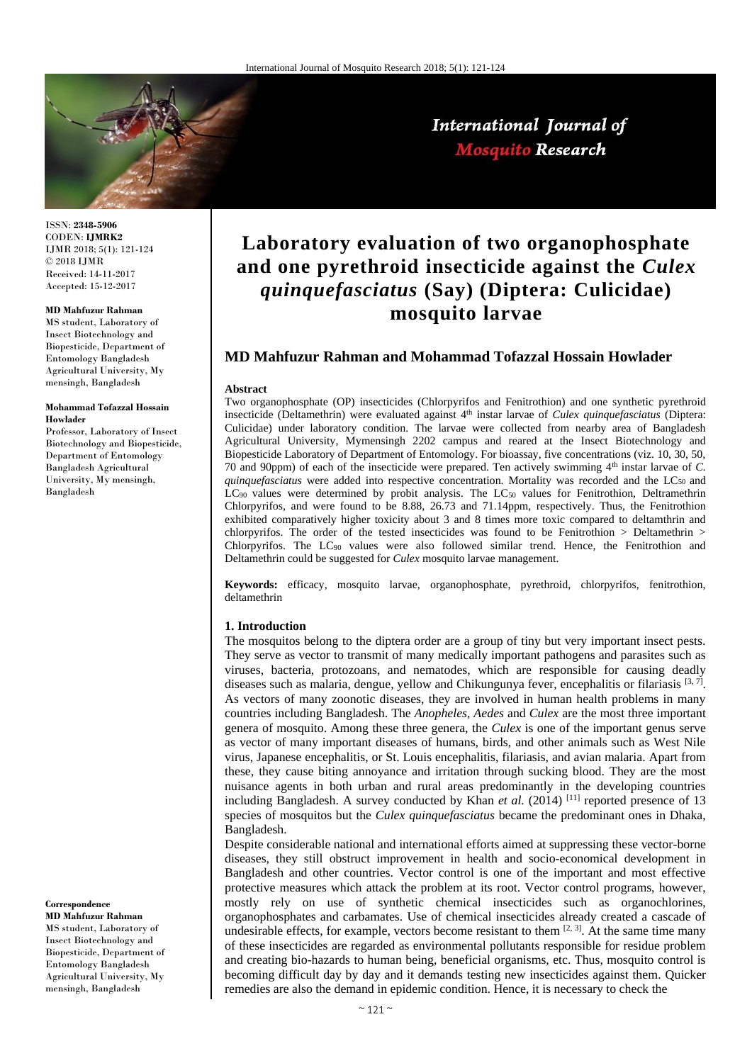ISSN: **2348-5906**
CODEN: **IJMRK2**
IJMR 2018; 5(1): 121-124
© 2018 IJMR
Received: 14-11-2017
Accepted: 15-12-2017

**MD Mahfuzur Rahman**
MS student, Laboratory of Insect Biotechnology and Biopesticide, Department of Entomology Bangladesh Agricultural University, My mensingh, Bangladesh

**Mohammad Tofazzal Hossain Howlader**
Professor, Laboratory of Insect Biotechnology and Biopesticide, Department of Entomology Bangladesh Agricultural University, My mensingh, Bangladesh

**Correspondence**
**MD Mahfuzur Rahman**
MS student, Laboratory of Insect Biotechnology and Biopesticide, Department of Entomology Bangladesh Agricultural University, My mensingh, Bangladesh

# Laboratory evaluation of two organophosphate and one pyrethroid insecticide against the *Culex quinquefasciatus* (Say) (Diptera: Culicidae) mosquito larvae

## MD Mahfuzur Rahman and Mohammad Tofazzal Hossain Howlader

### Abstract

Two organophosphate (OP) insecticides (Chlorpyrifos and Fenitrothion) and one synthetic pyrethroid insecticide (Deltamethrin) were evaluated against 4th instar larvae of *Culex quinquefasciatus* (Diptera: Culicidae) under laboratory condition. The larvae were collected from nearby area of Bangladesh Agricultural University, Mymensingh 2202 campus and reared at the Insect Biotechnology and Biopesticide Laboratory of Department of Entomology. For bioassay, five concentrations (viz. 10, 30, 50, 70 and 90ppm) of each of the insecticide were prepared. Ten actively swimming 4th instar larvae of *C. quinquefasciatus* were added into respective concentration. Mortality was recorded and the $LC_{50}$ and $LC_{90}$ values were determined by probit analysis. The $LC_{50}$ values for Fenitrothion, Deltramethrin Chlorpyrifos, and were found to be 8.88, 26.73 and 71.14ppm, respectively. Thus, the Fenitrothion exhibited comparatively higher toxicity about 3 and 8 times more toxic compared to deltamthrin and chlorpyrifos. The order of the tested insecticides was found to be Fenitrothion > Deltamethrin > Chlorpyrifos. The $LC_{90}$ values were also followed similar trend. Hence, the Fenitrothion and Deltamethrin could be suggested for *Culex* mosquito larvae management.

**Keywords:** efficacy, mosquito larvae, organophosphate, pyrethroid, chlorpyrifos, fenitrothion, deltamethrin

### 1. Introduction

The mosquitos belong to the diptera order are a group of tiny but very important insect pests. They serve as vector to transmit of many medically important pathogens and parasites such as viruses, bacteria, protozoans, and nematodes, which are responsible for causing deadly diseases such as malaria, dengue, yellow and Chikungunya fever, encephalitis or filariasis [3, 7]. As vectors of many zoonotic diseases, they are involved in human health problems in many countries including Bangladesh. The *Anopheles, Aedes* and *Culex* are the most three important genera of mosquito. Among these three genera, the *Culex* is one of the important genus serve as vector of many important diseases of humans, birds, and other animals such as West Nile virus, Japanese encephalitis, or St. Louis encephalitis, filariasis, and avian malaria. Apart from these, they cause biting annoyance and irritation through sucking blood. They are the most nuisance agents in both urban and rural areas predominantly in the developing countries including Bangladesh. A survey conducted by Khan *et al.* (2014) [11] reported presence of 13 species of mosquitos but the *Culex quinquefasciatus* became the predominant ones in Dhaka, Bangladesh.

Despite considerable national and international efforts aimed at suppressing these vector-borne diseases, they still obstruct improvement in health and socio-economical development in Bangladesh and other countries. Vector control is one of the important and most effective protective measures which attack the problem at its root. Vector control programs, however, mostly rely on use of synthetic chemical insecticides such as organochlorines, organophosphates and carbamates. Use of chemical insecticides already created a cascade of undesirable effects, for example, vectors become resistant to them [2, 3]. At the same time many of these insecticides are regarded as environmental pollutants responsible for residue problem and creating bio-hazards to human being, beneficial organisms, etc. Thus, mosquito control is becoming difficult day by day and it demands testing new insecticides against them. Quicker remedies are also the demand in epidemic condition. Hence, it is necessary to check the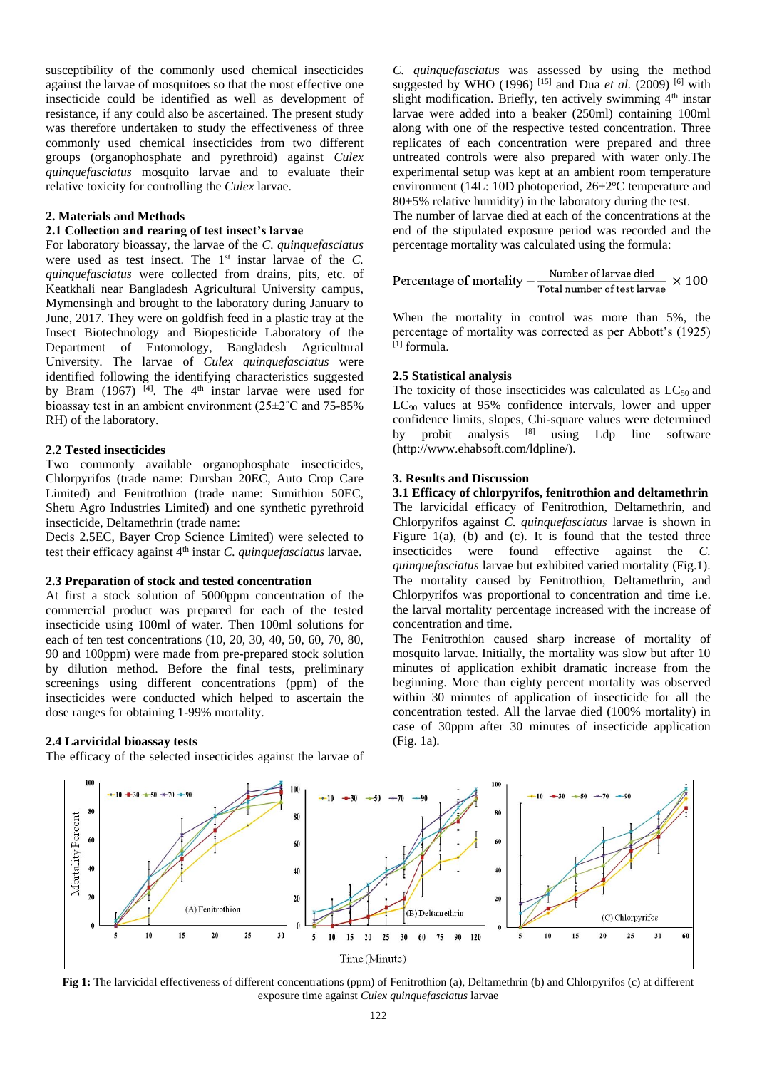susceptibility of the commonly used chemical insecticides against the larvae of mosquitoes so that the most effective one insecticide could be identified as well as development of resistance, if any could also be ascertained. The present study was therefore undertaken to study the effectiveness of three commonly used chemical insecticides from two different groups (organophosphate and pyrethroid) against *Culex quinquefasciatus* mosquito larvae and to evaluate their relative toxicity for controlling the *Culex* larvae.

## 2. Materials and Methods

### 2.1 Collection and rearing of test insect's larvae

For laboratory bioassay, the larvae of the *C. quinquefasciatus* were used as test insect. The 1st instar larvae of the *C. quinquefasciatus* were collected from drains, pits, etc. of Keatkhali near Bangladesh Agricultural University campus, Mymensingh and brought to the laboratory during January to June, 2017. They were on goldfish feed in a plastic tray at the Insect Biotechnology and Biopesticide Laboratory of the Department of Entomology, Bangladesh Agricultural University. The larvae of *Culex quinquefasciatus* were identified following the identifying characteristics suggested by Bram (1967) [4]. The 4th instar larvae were used for bioassay test in an ambient environment (25±2˚C and 75-85% RH) of the laboratory.

### 2.2 Tested insecticides

Two commonly available organophosphate insecticides, Chlorpyrifos (trade name: Dursban 20EC, Auto Crop Care Limited) and Fenitrothion (trade name: Sumithion 50EC, Shetu Agro Industries Limited) and one synthetic pyrethroid insecticide, Deltamethrin (trade name:

Decis 2.5EC, Bayer Crop Science Limited) were selected to test their efficacy against 4th instar *C. quinquefasciatus* larvae.

### 2.3 Preparation of stock and tested concentration

At first a stock solution of 5000ppm concentration of the commercial product was prepared for each of the tested insecticide using 100ml of water. Then 100ml solutions for each of ten test concentrations (10, 20, 30, 40, 50, 60, 70, 80, 90 and 100ppm) were made from pre-prepared stock solution by dilution method. Before the final tests, preliminary screenings using different concentrations (ppm) of the insecticides were conducted which helped to ascertain the dose ranges for obtaining 1-99% mortality.

### 2.4 Larvicidal bioassay tests

The efficacy of the selected insecticides against the larvae of *C. quinquefasciatus* was assessed by using the method suggested by WHO (1996) [15] and Dua *et al.* (2009) [6] with slight modification. Briefly, ten actively swimming 4th instar larvae were added into a beaker (250ml) containing 100ml along with one of the respective tested concentration. Three replicates of each concentration were prepared and three untreated controls were also prepared with water only.The experimental setup was kept at an ambient room temperature environment (14L: 10D photoperiod, 26±2ºC temperature and 80±5% relative humidity) in the laboratory during the test.

The number of larvae died at each of the concentrations at the end of the stipulated exposure period was recorded and the percentage mortality was calculated using the formula:

$$\text{Percentage of mortality} = \frac{\text{Number of larvae died}}{\text{Total number of test larvae}} \times 100$$

When the mortality in control was more than 5%, the percentage of mortality was corrected as per Abbott's (1925) [1] formula.

### 2.5 Statistical analysis

The toxicity of those insecticides was calculated as $LC_{50}$ and $LC_{90}$ values at 95% confidence intervals, lower and upper confidence limits, slopes, Chi-square values were determined by probit analysis [8] using Ldp line software (http://www.ehabsoft.com/ldpline/).

## 3. Results and Discussion

### 3.1 Efficacy of chlorpyrifos, fenitrothion and deltamethrin

The larvicidal efficacy of Fenitrothion, Deltamethrin, and Chlorpyrifos against *C. quinquefasciatus* larvae is shown in Figure 1(a), (b) and (c). It is found that the tested three insecticides were found effective against the *C. quinquefasciatus* larvae but exhibited varied mortality (Fig.1). The mortality caused by Fenitrothion, Deltamethrin, and Chlorpyrifos was proportional to concentration and time i.e. the larval mortality percentage increased with the increase of concentration and time.

The Fenitrothion caused sharp increase of mortality of mosquito larvae. Initially, the mortality was slow but after 10 minutes of application exhibit dramatic increase from the beginning. More than eighty percent mortality was observed within 30 minutes of application of insecticide for all the concentration tested. All the larvae died (100% mortality) in case of 30ppm after 30 minutes of insecticide application (Fig. 1a).

**Fig 1:** The larvicidal effectiveness of different concentrations (ppm) of Fenitrothion (a), Deltamethrin (b) and Chlorpyrifos (c) at different exposure time against *Culex quinquefasciatus* larvae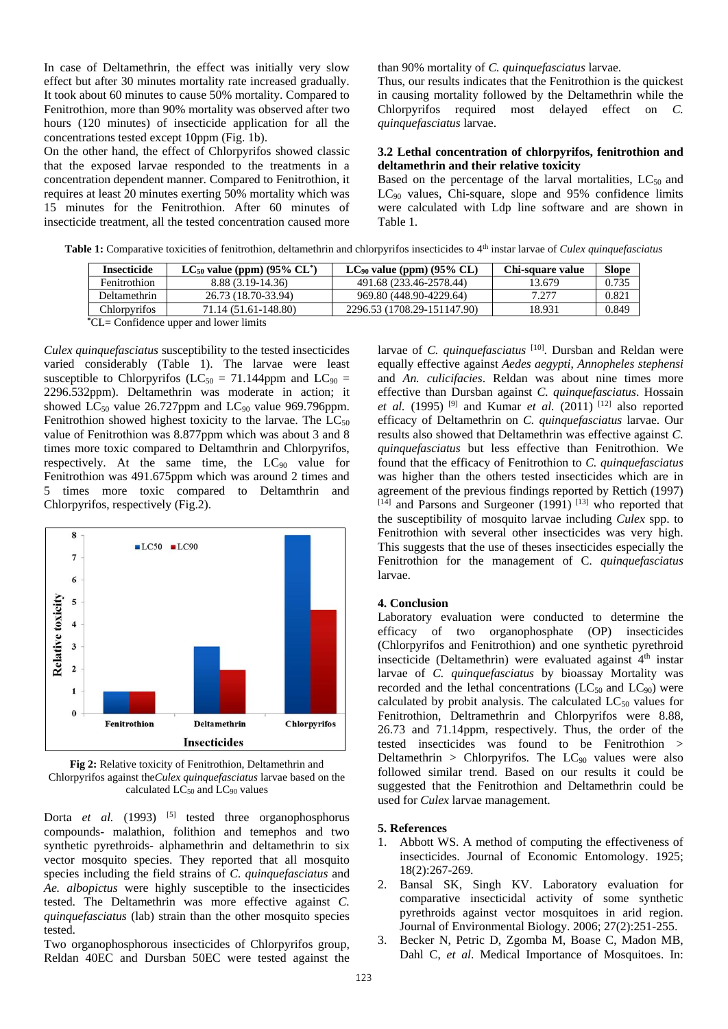In case of Deltamethrin, the effect was initially very slow effect but after 30 minutes mortality rate increased gradually. It took about 60 minutes to cause 50% mortality. Compared to Fenitrothion, more than 90% mortality was observed after two hours (120 minutes) of insecticide application for all the concentrations tested except 10ppm (Fig. 1b).

On the other hand, the effect of Chlorpyrifos showed classic that the exposed larvae responded to the treatments in a concentration dependent manner. Compared to Fenitrothion, it requires at least 20 minutes exerting 50% mortality which was 15 minutes for the Fenitrothion. After 60 minutes of insecticide treatment, all the tested concentration caused more than 90% mortality of *C. quinquefasciatus* larvae.

Thus, our results indicates that the Fenitrothion is the quickest in causing mortality followed by the Deltamethrin while the Chlorpyrifos required most delayed effect on *C. quinquefasciatus* larvae.

### 3.2 Lethal concentration of chlorpyrifos, fenitrothion and deltamethrin and their relative toxicity

Based on the percentage of the larval mortalities, $LC_{50}$ and $LC_{90}$ values, Chi-square, slope and 95% confidence limits were calculated with Ldp line software and are shown in Table 1.

**Table 1:** Comparative toxicities of fenitrothion, deltamethrin and chlorpyrifos insecticides to 4th instar larvae of *Culex quinquefasciatus*

| Insecticide | $LC_{50}$ value (ppm) (95% CL*) | $LC_{90}$ value (ppm) (95% CL) | Chi-square value | Slope |
|---|---|---|---|---|
| Fenitrothion | 8.88 (3.19-14.36) | 491.68 (233.46-2578.44) | 13.679 | 0.735 |
| Deltamethrin | 26.73 (18.70-33.94) | 969.80 (448.90-4229.64) | 7.277 | 0.821 |
| Chlorpyrifos | 71.14 (51.61-148.80) | 2296.53 (1708.29-151147.90) | 18.931 | 0.849 |

*CL= Confidence upper and lower limits

*Culex quinquefasciatus* susceptibility to the tested insecticides varied considerably (Table 1). The larvae were least susceptible to Chlorpyrifos ($LC_{50}$ = 71.144ppm and $LC_{90}$ = 2296.532ppm). Deltamethrin was moderate in action; it showed $LC_{50}$ value 26.727ppm and $LC_{90}$ value 969.796ppm. Fenitrothion showed highest toxicity to the larvae. The $LC_{50}$ value of Fenitrothion was 8.877ppm which was about 3 and 8 times more toxic compared to Deltamthrin and Chlorpyrifos, respectively. At the same time, the $LC_{90}$ value for Fenitrothion was 491.675ppm which was around 2 times and 5 times more toxic compared to Deltamthrin and Chlorpyrifos, respectively (Fig.2).

**Fig 2:** Relative toxicity of Fenitrothion, Deltamethrin and Chlorpyrifos against the*Culex quinquefasciatus* larvae based on the calculated $LC_{50}$ and $LC_{90}$ values

Dorta *et al.* (1993) [5] tested three organophosphorus compounds- malathion, folithion and temephos and two synthetic pyrethroids- alphamethrin and deltamethrin to six vector mosquito species. They reported that all mosquito species including the field strains of *C. quinquefasciatus* and *Ae. albopictus* were highly susceptible to the insecticides tested. The Deltamethrin was more effective against *C. quinquefasciatus* (lab) strain than the other mosquito species tested.

Two organophosphorous insecticides of Chlorpyrifos group, Reldan 40EC and Dursban 50EC were tested against the larvae of *C. quinquefasciatus* [10]. Dursban and Reldan were equally effective against *Aedes aegypti*, *Annopheles stephensi* and *An. culicifacies*. Reldan was about nine times more effective than Dursban against *C. quinquefasciatus*. Hossain *et al.* (1995) [9] and Kumar *et al.* (2011) [12] also reported efficacy of Deltamethrin on *C. quinquefasciatus* larvae. Our results also showed that Deltamethrin was effective against *C. quinquefasciatus* but less effective than Fenitrothion. We found that the efficacy of Fenitrothion to *C. quinquefasciatus* was higher than the others tested insecticides which are in agreement of the previous findings reported by Rettich (1997) [14] and Parsons and Surgeoner (1991) [13] who reported that the susceptibility of mosquito larvae including *Culex* spp. to Fenitrothion with several other insecticides was very high. This suggests that the use of theses insecticides especially the Fenitrothion for the management of C. *quinquefasciatus* larvae.

## 4. Conclusion

Laboratory evaluation were conducted to determine the efficacy of two organophosphate (OP) insecticides (Chlorpyrifos and Fenitrothion) and one synthetic pyrethroid insecticide (Deltamethrin) were evaluated against 4th instar larvae of *C. quinquefasciatus* by bioassay Mortality was recorded and the lethal concentrations ($LC_{50}$ and $LC_{90}$) were calculated by probit analysis. The calculated $LC_{50}$ values for Fenitrothion, Deltamethrin and Chlorpyrifos were 8.88, 26.73 and 71.14ppm, respectively. Thus, the order of the tested insecticides was found to be Fenitrothion > Deltamethrin > Chlorpyrifos. The $LC_{90}$ values were also followed similar trend. Based on our results it could be suggested that the Fenitrothion and Deltamethrin could be used for *Culex* larvae management.

## 5. References

1. Abbott WS. A method of computing the effectiveness of insecticides. Journal of Economic Entomology. 1925; 18(2):267-269.
2. Bansal SK, Singh KV. Laboratory evaluation for comparative insecticidal activity of some synthetic pyrethroids against vector mosquitoes in arid region. Journal of Environmental Biology. 2006; 27(2):251-255.
3. Becker N, Petric D, Zgomba M, Boase C, Madon MB, Dahl C, *et al*. Medical Importance of Mosquitoes. In: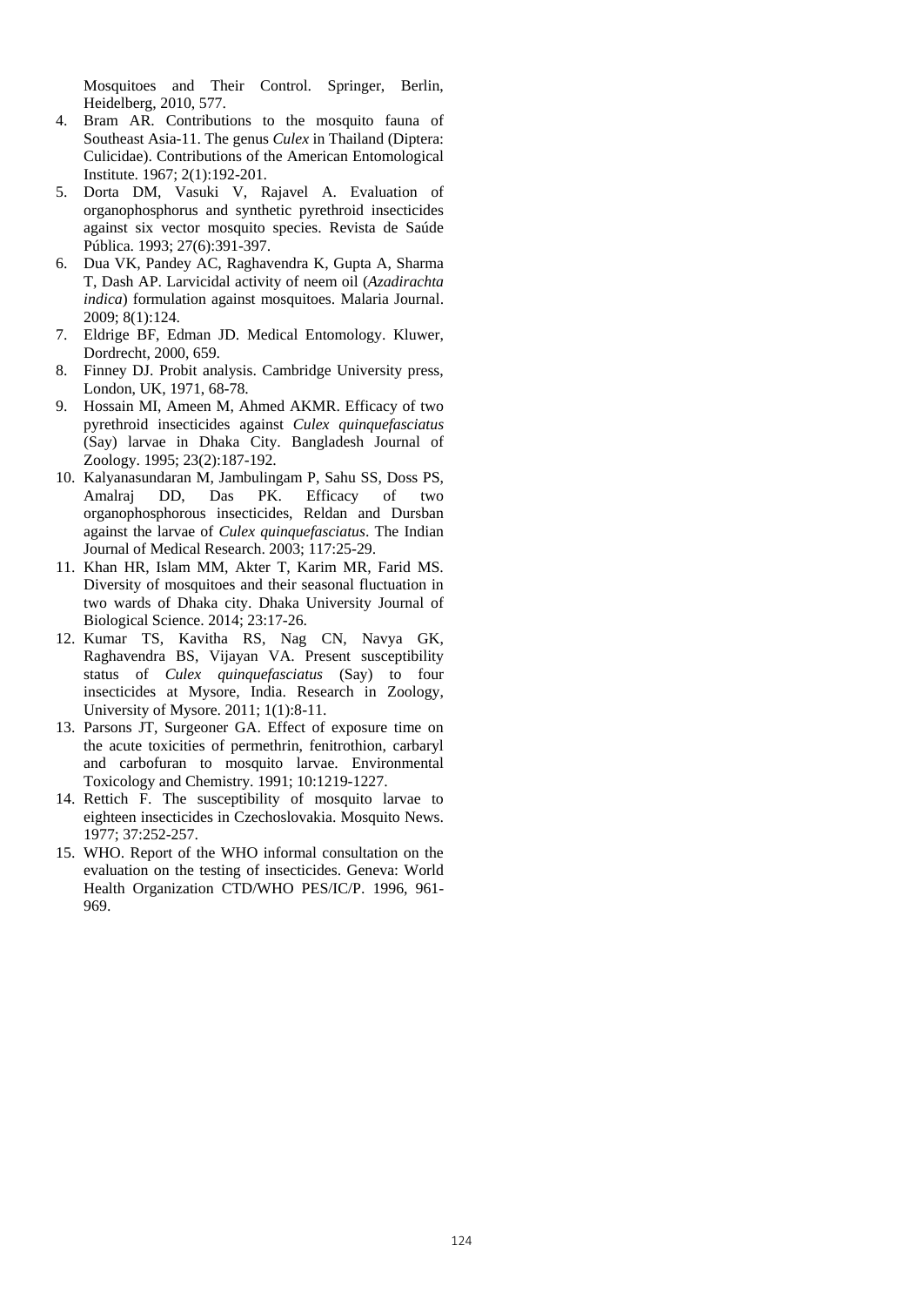Mosquitoes and Their Control. Springer, Berlin, Heidelberg, 2010, 577.

4. Bram AR. Contributions to the mosquito fauna of Southeast Asia-11. The genus *Culex* in Thailand (Diptera: Culicidae). Contributions of the American Entomological Institute. 1967; 2(1):192-201.
5. Dorta DM, Vasuki V, Rajavel A. Evaluation of organophosphorus and synthetic pyrethroid insecticides against six vector mosquito species. Revista de Saúde Pública. 1993; 27(6):391-397.
6. Dua VK, Pandey AC, Raghavendra K, Gupta A, Sharma T, Dash AP. Larvicidal activity of neem oil (*Azadirachta indica*) formulation against mosquitoes. Malaria Journal. 2009; 8(1):124.
7. Eldrige BF, Edman JD. Medical Entomology. Kluwer, Dordrecht, 2000, 659.
8. Finney DJ. Probit analysis. Cambridge University press, London, UK, 1971, 68-78.
9. Hossain MI, Ameen M, Ahmed AKMR. Efficacy of two pyrethroid insecticides against *Culex quinquefasciatus* (Say) larvae in Dhaka City. Bangladesh Journal of Zoology. 1995; 23(2):187-192.
10. Kalyanasundaran M, Jambulingam P, Sahu SS, Doss PS, Amalraj DD, Das PK. Efficacy of two organophosphorous insecticides, Reldan and Dursban against the larvae of *Culex quinquefasciatus*. The Indian Journal of Medical Research. 2003; 117:25-29.
11. Khan HR, Islam MM, Akter T, Karim MR, Farid MS. Diversity of mosquitoes and their seasonal fluctuation in two wards of Dhaka city. Dhaka University Journal of Biological Science. 2014; 23:17-26.
12. Kumar TS, Kavitha RS, Nag CN, Navya GK, Raghavendra BS, Vijayan VA. Present susceptibility status of *Culex quinquefasciatus* (Say) to four insecticides at Mysore, India. Research in Zoology, University of Mysore. 2011; 1(1):8-11.
13. Parsons JT, Surgeoner GA. Effect of exposure time on the acute toxicities of permethrin, fenitrothion, carbaryl and carbofuran to mosquito larvae. Environmental Toxicology and Chemistry. 1991; 10:1219-1227.
14. Rettich F. The susceptibility of mosquito larvae to eighteen insecticides in Czechoslovakia. Mosquito News. 1977; 37:252-257.
15. WHO. Report of the WHO informal consultation on the evaluation on the testing of insecticides. Geneva: World Health Organization CTD/WHO PES/IC/P. 1996, 961-969.